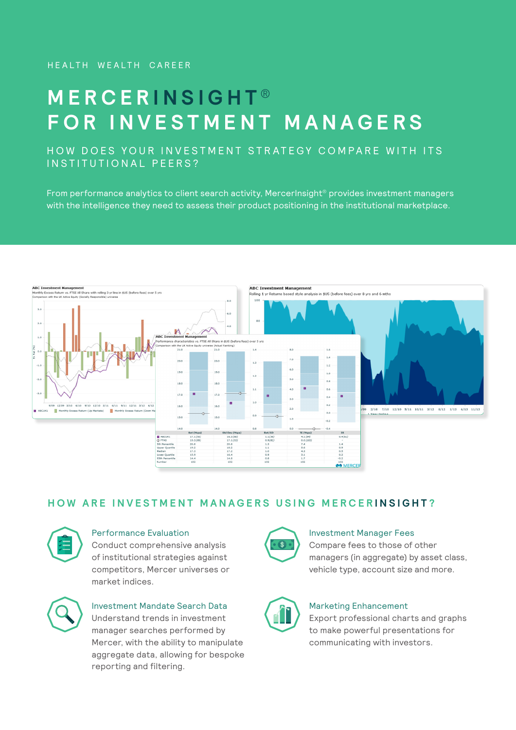HEALTH WEALTH CAREER

# MERCERINSIGHT® FOR INVESTMENT MANAGERS

## HOW DOES YOUR INVESTMENT STRATEGY COMPARE WITH ITS INSTITUTIONAL PEERS?

From performance analytics to client search activity, MercerInsight® provides investment managers with the intelligence they need to assess their product positioning in the institutional marketplace.

## HOW ARE INVESTMENT MANAGERS USING MERCERINSIGHT?

### Performance Evaluation

Conduct comprehensive analysis of institutional strategies against competitors, Mercer universes or market indices.

### Investment Manager Fees

Compare fees to those of other managers (in aggregate) by asset class, vehicle type, account size and more.

### Investment Mandate Search Data

Understand trends in investment manager searches performed by Mercer, with the ability to manipulate aggregate data, allowing for bespoke reporting and filtering.

### Marketing Enhancement

Export professional charts and graphs to make powerful presentations for communicating with investors.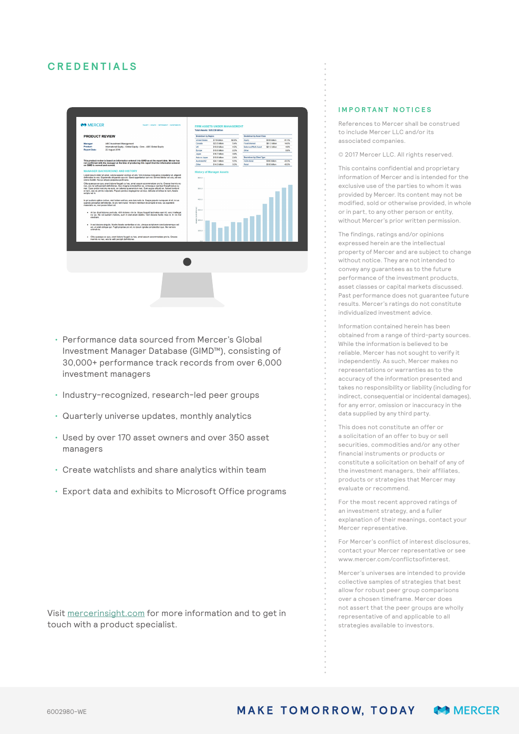# CREDENTIALS

- Performance data sourced from Mercer's Global Investment Manager Database (GIMD™), consisting of 30,000+ performance track records from over 6,000 investment managers
- Industry-recognized, research-led peer groups
- Quarterly universe updates, monthly analytics
- Used by over 170 asset owners and over 350 asset managers
- Create watchlists and share analytics within team
- Export data and exhibits to Microsoft Office programs

Visit mercerinsight.com for more information and to get in touch with a product specialist.

## IMPORTANT NOTICES

References to Mercer shall be construed to include Mercer LLC and/or its associated companies.

© 2017 Mercer LLC. All rights reserved.

This contains confidential and proprietary information of Mercer and is intended for the exclusive use of the parties to whom it was provided by Mercer. Its content may not be modified, sold or otherwise provided, in whole or in part, to any other person or entity, without Mercer's prior written permission.

The findings, ratings and/or opinions expressed herein are the intellectual property of Mercer and are subject to change without notice. They are not intended to convey any guarantees as to the future performance of the investment products, asset classes or capital markets discussed. Past performance does not guarantee future results. Mercer's ratings do not constitute individualized investment advice.

Information contained herein has been obtained from a range of third-party sources. While the information is believed to be reliable, Mercer has not sought to verify it independently. As such, Mercer makes no representations or warranties as to the accuracy of the information presented and takes no responsibility or liability (including for indirect, consequential or incidental damages), for any error, omission or inaccuracy in the data supplied by any third party.

This does not constitute an offer or a solicitation of an offer to buy or sell securities, commodities and/or any other financial instruments or products or constitute a solicitation on behalf of any of the investment managers, their affiliates, products or strategies that Mercer may evaluate or recommend.

For the most recent approved ratings of an investment strategy, and a fuller explanation of their meanings, contact your Mercer representative.

For Mercer's conflict of interest disclosures, contact your Mercer representative or see www.mercer.com/conflictsofinterest.

Mercer's universes are intended to provide collective samples of strategies that best allow for robust peer group comparisons over a chosen timeframe. Mercer does not assert that the peer groups are wholly representative of and applicable to all strategies available to investors.

6002980-WE

MAKE TOMORROW, TODAY

MERCER